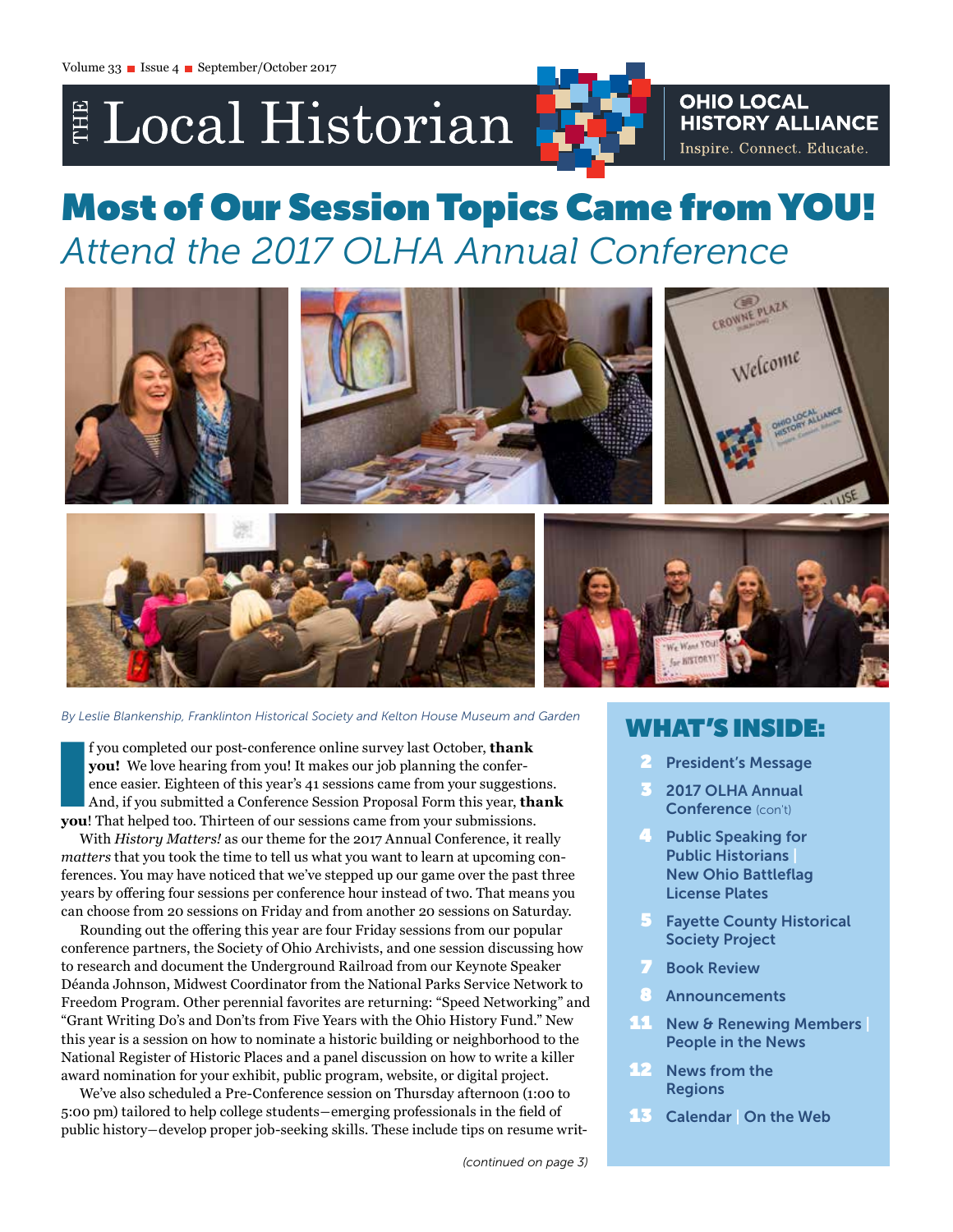Volume 33 ■ Issue 4 ■ September/October 2017

# THE Local Historian

**OHIO LOCAL HISTORY ALLIANCE**
Inspire. Connect. Educate.

# Most of Our Session Topics Came from YOU!

## *Attend the 2017 OLHA Annual Conference*

*By Leslie Blankenship, Franklinton Historical Society and Kelton House Museum and Garden*

If you completed our post-conference online survey last October, **thank you!** We love hearing from you! It makes our job planning the conference easier. Eighteen of this year's 41 sessions came from your suggestions. And, if you submitted a Conference Session Proposal Form this year, **thank you**! That helped too. Thirteen of our sessions came from your submissions.

With *History Matters!* as our theme for the 2017 Annual Conference, it really *matters* that you took the time to tell us what you want to learn at upcoming conferences. You may have noticed that we've stepped up our game over the past three years by offering four sessions per conference hour instead of two. That means you can choose from 20 sessions on Friday and from another 20 sessions on Saturday.

Rounding out the offering this year are four Friday sessions from our popular conference partners, the Society of Ohio Archivists, and one session discussing how to research and document the Underground Railroad from our Keynote Speaker Déanda Johnson, Midwest Coordinator from the National Parks Service Network to Freedom Program. Other perennial favorites are returning: "Speed Networking" and "Grant Writing Do's and Don'ts from Five Years with the Ohio History Fund." New this year is a session on how to nominate a historic building or neighborhood to the National Register of Historic Places and a panel discussion on how to write a killer award nomination for your exhibit, public program, website, or digital project.

We've also scheduled a Pre-Conference session on Thursday afternoon (1:00 to 5:00 pm) tailored to help college students—emerging professionals in the field of public history—develop proper job-seeking skills. These include tips on resume writ-

*(continued on page 3)*

## WHAT'S INSIDE:

- **2** President's Message
- **3** 2017 OLHA Annual Conference (con't)
- **4** Public Speaking for Public Historians | New Ohio Battleflag License Plates
- **5** Fayette County Historical Society Project
- **7** Book Review
- **8** Announcements
- **11** New & Renewing Members | People in the News
- **12** News from the Regions
- **13** Calendar | On the Web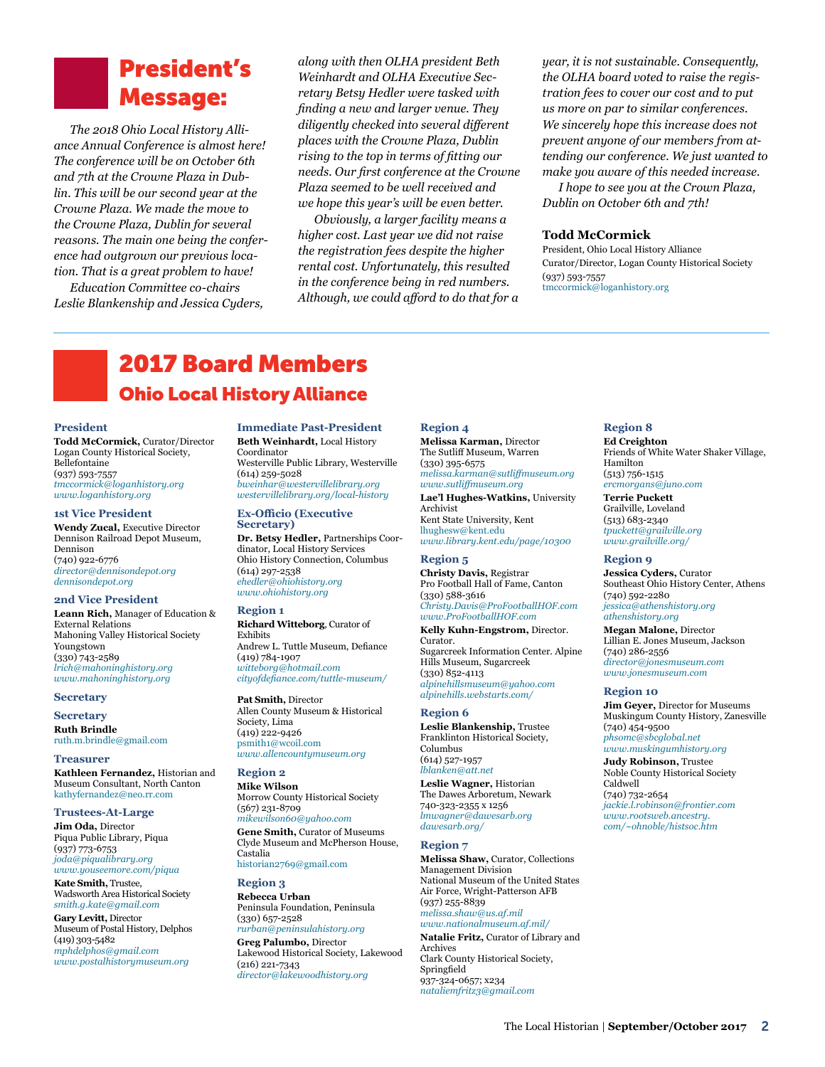# President's Message:

*The 2018 Ohio Local History Alliance Annual Conference is almost here! The conference will be on October 6th and 7th at the Crowne Plaza in Dublin. This will be our second year at the Crowne Plaza. We made the move to the Crowne Plaza, Dublin for several reasons. The main one being the conference had outgrown our previous location. That is a great problem to have!*

*Education Committee co-chairs Leslie Blankenship and Jessica Cyders, along with then OLHA president Beth Weinhardt and OLHA Executive Secretary Betsy Hedler were tasked with finding a new and larger venue. They diligently checked into several different places with the Crowne Plaza, Dublin rising to the top in terms of fitting our needs. Our first conference at the Crowne Plaza seemed to be well received and we hope this year's will be even better.*

*Obviously, a larger facility means a higher cost. Last year we did not raise the registration fees despite the higher rental cost. Unfortunately, this resulted in the conference being in red numbers. Although, we could afford to do that for a year, it is not sustainable. Consequently, the OLHA board voted to raise the registration fees to cover our cost and to put us more on par to similar conferences. We sincerely hope this increase does not prevent anyone of our members from attending our conference. We just wanted to make you aware of this needed increase.*

*I hope to see you at the Crown Plaza, Dublin on October 6th and 7th!*

**Todd McCormick**
President, Ohio Local History Alliance
Curator/Director, Logan County Historical Society
(937) 593-7557
tmccormick@loganhistory.org

---

# 2017 Board Members

## Ohio Local History Alliance

### President

**Todd McCormick,** Curator/Director
Logan County Historical Society, Bellefontaine
(937) 593-7557
*tmccormick@loganhistory.org*
*www.loganhistory.org*

### 1st Vice President

**Wendy Zucal,** Executive Director
Dennison Railroad Depot Museum, Dennison
(740) 922-6776
*director@dennisondepot.org*
*dennisondepot.org*

### 2nd Vice President

**Leann Rich,** Manager of Education & External Relations
Mahoning Valley Historical Society
Youngstown
(330) 743-2589
*lrich@mahoninghistory.org*
*www.mahoninghistory.org*

### Secretary

### Secretary

**Ruth Brindle**
ruth.m.brindle@gmail.com

### Treasurer

**Kathleen Fernandez,** Historian and Museum Consultant, North Canton
kathyfernandez@neo.rr.com

### Trustees-At-Large

**Jim Oda,** Director
Piqua Public Library, Piqua
(937) 773-6753
*joda@piqualibrary.org*
*www.youseemore.com/piqua*

**Kate Smith,** Trustee,
Wadsworth Area Historical Society
*smith.g.kate@gmail.com*

**Gary Levitt,** Director
Museum of Postal History, Delphos
(419) 303-5482
*mphdelphos@gmail.com*
*www.postalhistorymuseum.org*

### Immediate Past-President

**Beth Weinhardt,** Local History Coordinator
Westerville Public Library, Westerville
(614) 259-5028
*bweinhar@westervillelibrary.org*
*westervillelibrary.org/local-history*

### Ex-Officio (Executive Secretary)

**Dr. Betsy Hedler,** Partnerships Coordinator, Local History Services
Ohio History Connection, Columbus
(614) 297-2538
*ehedler@ohiohistory.org*
*www.ohiohistory.org*

### Region 1

**Richard Witteborg**, Curator of Exhibits
Andrew L. Tuttle Museum, Defiance
(419) 784-1907
*witteborg@hotmail.com*
*cityofdefiance.com/tuttle-museum/*

**Pat Smith,** Director
Allen County Museum & Historical Society, Lima
(419) 222-9426
psmith1@wcoil.com
*www.allencountymuseum.org*

### Region 2

**Mike Wilson**
Morrow County Historical Society
(567) 231-8709
*mikewilson60@yahoo.com*

**Gene Smith,** Curator of Museums
Clyde Museum and McPherson House, Castalia
historian2769@gmail.com

### Region 3

**Rebecca Urban**
Peninsula Foundation, Peninsula
(330) 657-2528
*rurban@peninsulahistory.org*

**Greg Palumbo,** Director
Lakewood Historical Society, Lakewood
(216) 221-7343
*director@lakewoodhistory.org*

### Region 4

**Melissa Karman,** Director
The Sutliff Museum, Warren
(330) 395-6575
*melissa.karman@sutliffmuseum.org*
*www.sutliffmuseum.org*

**Lae'l Hughes-Watkins,** University Archivist
Kent State University, Kent
lhughesw@kent.edu
*www.library.kent.edu/page/10300*

### Region 5

**Christy Davis,** Registrar
Pro Football Hall of Fame, Canton
(330) 588-3616
*Christy.Davis@ProFootballHOF.com*
*www.ProFootballHOF.com*

**Kelly Kuhn-Engstrom,** Director. Curator.
Sugarcreek Information Center. Alpine Hills Museum, Sugarcreek
(330) 852-4113
*alpinehillsmuseum@yahoo.com*
*alpinehills.webstarts.com/*

### Region 6

**Leslie Blankenship,** Trustee
Franklinton Historical Society, Columbus
(614) 527-1957
*lblanken@att.net*

**Leslie Wagner,** Historian
The Dawes Arboretum, Newark
740-323-2355 x 1256
*lmwagner@dawesarb.org*
*dawesarb.org/*

### Region 7

**Melissa Shaw,** Curator, Collections Management Division
National Museum of the United States Air Force, Wright-Patterson AFB
(937) 255-8839
*melissa.shaw@us.af.mil*
*www.nationalmuseum.af.mil/*

**Natalie Fritz,** Curator of Library and Archives
Clark County Historical Society, Springfield
937-324-0657; x234
*nataliemfritz3@gmail.com*

### Region 8

**Ed Creighton**
Friends of White Water Shaker Village, Hamilton
(513) 756-1515
*ercmorgans@juno.com*

**Terrie Puckett**
Grailville, Loveland
(513) 683-2340
*tpuckett@grailville.org*
*www.grailville.org/*

### Region 9

**Jessica Cyders,** Curator
Southeast Ohio History Center, Athens
(740) 592-2280
*jessica@athenshistory.org*
*athenshistory.org*

**Megan Malone,** Director
Lillian E. Jones Museum, Jackson
(740) 286-2556
*director@jonesmuseum.com*
*www.jonesmuseum.com*

### Region 10

**Jim Geyer,** Director for Museums
Muskingum County History, Zanesville
(740) 454-9500
*phsomc@sbcglobal.net*
*www.muskingumhistory.org*

**Judy Robinson,** Trustee
Noble County Historical Society
Caldwell
(740) 732-2654
*jackie.l.robinson@frontier.com*
*www.rootsweb.ancestry.com/~ohnoble/histsoc.htm*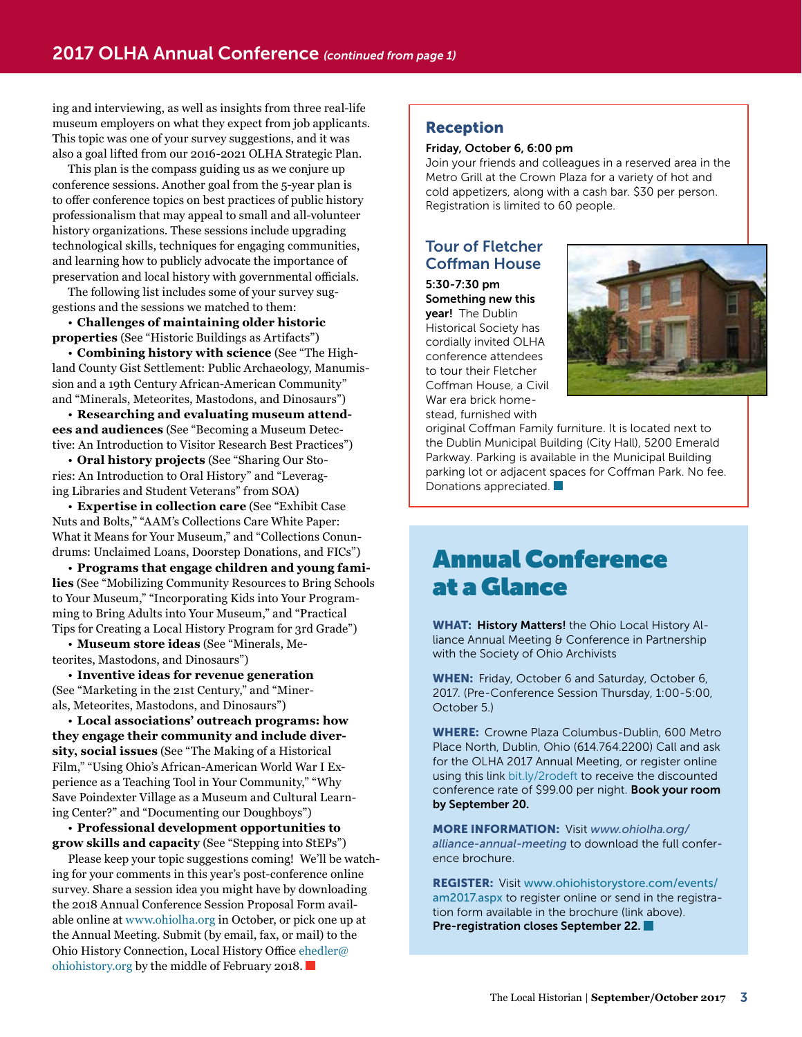## 2017 OLHA Annual Conference *(continued from page 1)*

ing and interviewing, as well as insights from three real-life museum employers on what they expect from job applicants. This topic was one of your survey suggestions, and it was also a goal lifted from our 2016-2021 OLHA Strategic Plan.

This plan is the compass guiding us as we conjure up conference sessions. Another goal from the 5-year plan is to offer conference topics on best practices of public history professionalism that may appeal to small and all-volunteer history organizations. These sessions include upgrading technological skills, techniques for engaging communities, and learning how to publicly advocate the importance of preservation and local history with governmental officials.

The following list includes some of your survey suggestions and the sessions we matched to them:

- **Challenges of maintaining older historic properties** (See "Historic Buildings as Artifacts")
- **Combining history with science** (See "The Highland County Gist Settlement: Public Archaeology, Manumission and a 19th Century African-American Community" and "Minerals, Meteorites, Mastodons, and Dinosaurs")
- **Researching and evaluating museum attendees and audiences** (See "Becoming a Museum Detective: An Introduction to Visitor Research Best Practices")
- **Oral history projects** (See "Sharing Our Stories: An Introduction to Oral History" and "Leveraging Libraries and Student Veterans" from SOA)
- **Expertise in collection care** (See "Exhibit Case Nuts and Bolts," "AAM's Collections Care White Paper: What it Means for Your Museum," and "Collections Conundrums: Unclaimed Loans, Doorstep Donations, and FICs")
- **Programs that engage children and young families** (See "Mobilizing Community Resources to Bring Schools to Your Museum," "Incorporating Kids into Your Programming to Bring Adults into Your Museum," and "Practical Tips for Creating a Local History Program for 3rd Grade")
- **Museum store ideas** (See "Minerals, Meteorites, Mastodons, and Dinosaurs")
- **Inventive ideas for revenue generation** (See "Marketing in the 21st Century," and "Minerals, Meteorites, Mastodons, and Dinosaurs")
- **Local associations' outreach programs: how they engage their community and include diversity, social issues** (See "The Making of a Historical Film," "Using Ohio's African-American World War I Experience as a Teaching Tool in Your Community," "Why Save Poindexter Village as a Museum and Cultural Learning Center?" and "Documenting our Doughboys")
- **Professional development opportunities to grow skills and capacity** (See "Stepping into StEPs")

Please keep your topic suggestions coming! We'll be watching for your comments in this year's post-conference online survey. Share a session idea you might have by downloading the 2018 Annual Conference Session Proposal Form available online at www.ohiolha.org in October, or pick one up at the Annual Meeting. Submit (by email, fax, or mail) to the Ohio History Connection, Local History Office ehedler@ohiohistory.org by the middle of February 2018.

### Reception

**Friday, October 6, 6:00 pm**
Join your friends and colleagues in a reserved area in the Metro Grill at the Crown Plaza for a variety of hot and cold appetizers, along with a cash bar. $30 per person. Registration is limited to 60 people.

### Tour of Fletcher Coffman House

**5:30-7:30 pm**
**Something new this year!** The Dublin Historical Society has cordially invited OLHA conference attendees to tour their Fletcher Coffman House, a Civil War era brick homestead, furnished with original Coffman Family furniture. It is located next to the Dublin Municipal Building (City Hall), 5200 Emerald Parkway. Parking is available in the Municipal Building parking lot or adjacent spaces for Coffman Park. No fee. Donations appreciated.

## Annual Conference at a Glance

**WHAT:** **History Matters!** the Ohio Local History Alliance Annual Meeting & Conference in Partnership with the Society of Ohio Archivists

**WHEN:** Friday, October 6 and Saturday, October 6, 2017. (Pre-Conference Session Thursday, 1:00-5:00, October 5.)

**WHERE:** Crowne Plaza Columbus-Dublin, 600 Metro Place North, Dublin, Ohio (614.764.2200) Call and ask for the OLHA 2017 Annual Meeting, or register online using this link bit.ly/2rodeft to receive the discounted conference rate of $99.00 per night. **Book your room by September 20.**

**MORE INFORMATION:** Visit *www.ohiolha.org/alliance-annual-meeting* to download the full conference brochure.

**REGISTER:** Visit www.ohiohistorystore.com/events/am2017.aspx to register online or send in the registration form available in the brochure (link above). **Pre-registration closes September 22.**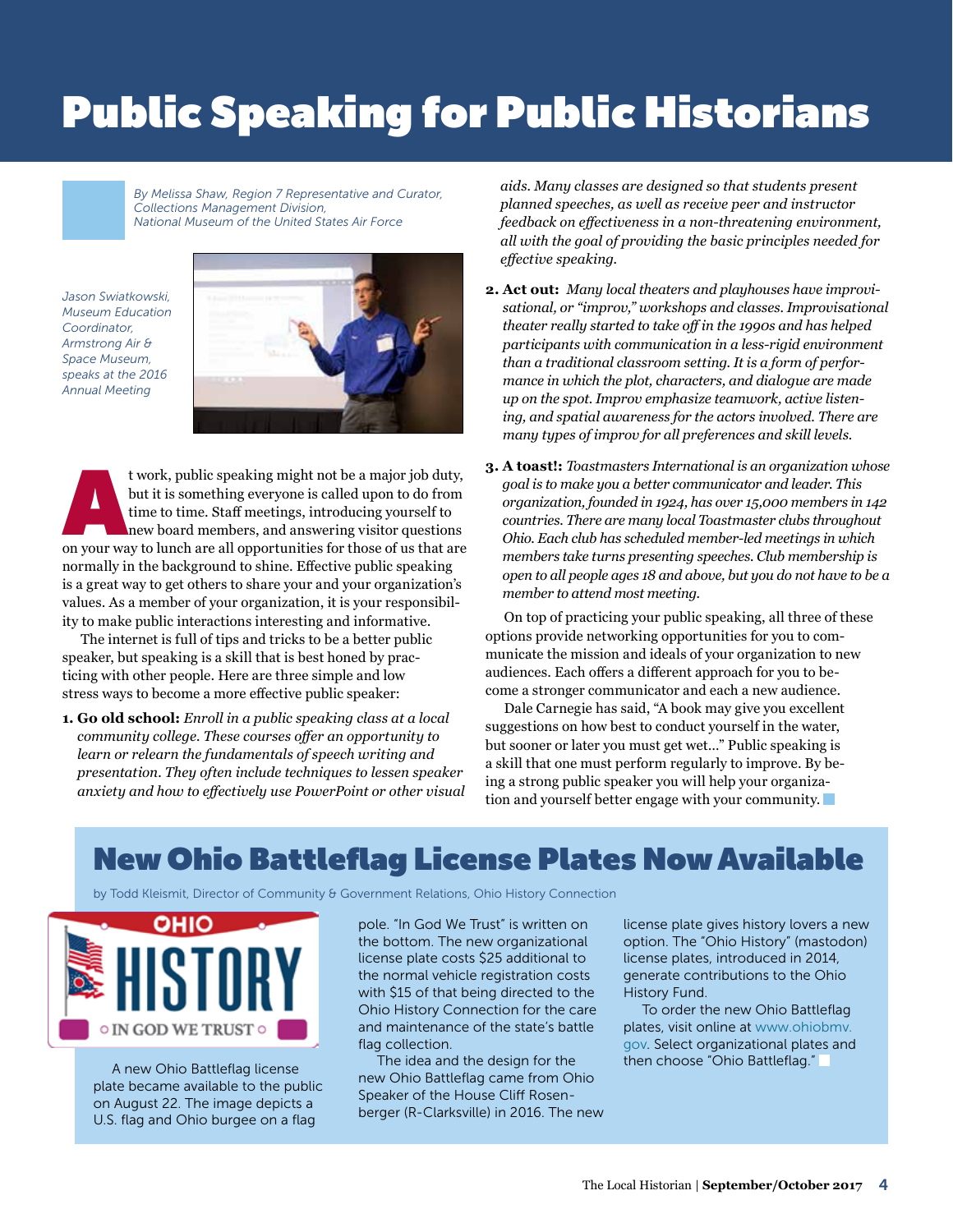# Public Speaking for Public Historians

*By Melissa Shaw, Region 7 Representative and Curator, Collections Management Division, National Museum of the United States Air Force*

*Jason Swiatkowski, Museum Education Coordinator, Armstrong Air & Space Museum, speaks at the 2016 Annual Meeting*

At work, public speaking might not be a major job duty, but it is something everyone is called upon to do from time to time. Staff meetings, introducing yourself to new board members, and answering visitor questions on your way to lunch are all opportunities for those of us that are normally in the background to shine. Effective public speaking is a great way to get others to share your and your organization's values. As a member of your organization, it is your responsibility to make public interactions interesting and informative.

The internet is full of tips and tricks to be a better public speaker, but speaking is a skill that is best honed by practicing with other people. Here are three simple and low stress ways to become a more effective public speaker:

1. **Go old school:** *Enroll in a public speaking class at a local community college. These courses offer an opportunity to learn or relearn the fundamentals of speech writing and presentation. They often include techniques to lessen speaker anxiety and how to effectively use PowerPoint or other visual aids. Many classes are designed so that students present planned speeches, as well as receive peer and instructor feedback on effectiveness in a non-threatening environment, all with the goal of providing the basic principles needed for effective speaking.*
2. **Act out:** *Many local theaters and playhouses have improvisational, or "improv," workshops and classes. Improvisational theater really started to take off in the 1990s and has helped participants with communication in a less-rigid environment than a traditional classroom setting. It is a form of performance in which the plot, characters, and dialogue are made up on the spot. Improv emphasize teamwork, active listening, and spatial awareness for the actors involved. There are many types of improv for all preferences and skill levels.*
3. **A toast!:** *Toastmasters International is an organization whose goal is to make you a better communicator and leader. This organization, founded in 1924, has over 15,000 members in 142 countries. There are many local Toastmaster clubs throughout Ohio. Each club has scheduled member-led meetings in which members take turns presenting speeches. Club membership is open to all people ages 18 and above, but you do not have to be a member to attend most meeting.*

On top of practicing your public speaking, all three of these options provide networking opportunities for you to communicate the mission and ideals of your organization to new audiences. Each offers a different approach for you to become a stronger communicator and each a new audience.

Dale Carnegie has said, "A book may give you excellent suggestions on how best to conduct yourself in the water, but sooner or later you must get wet…" Public speaking is a skill that one must perform regularly to improve. By being a strong public speaker you will help your organization and yourself better engage with your community.

## New Ohio Battleflag License Plates Now Available

by Todd Kleismit, Director of Community & Government Relations, Ohio History Connection

A new Ohio Battleflag license plate became available to the public on August 22. The image depicts a U.S. flag and Ohio burgee on a flag pole. "In God We Trust" is written on the bottom. The new organizational license plate costs $25 additional to the normal vehicle registration costs with $15 of that being directed to the Ohio History Connection for the care and maintenance of the state's battle flag collection.

The idea and the design for the new Ohio Battleflag came from Ohio Speaker of the House Cliff Rosenberger (R-Clarksville) in 2016. The new license plate gives history lovers a new option. The "Ohio History" (mastodon) license plates, introduced in 2014, generate contributions to the Ohio History Fund.

To order the new Ohio Battleflag plates, visit online at www.ohiobmv.gov. Select organizational plates and then choose "Ohio Battleflag."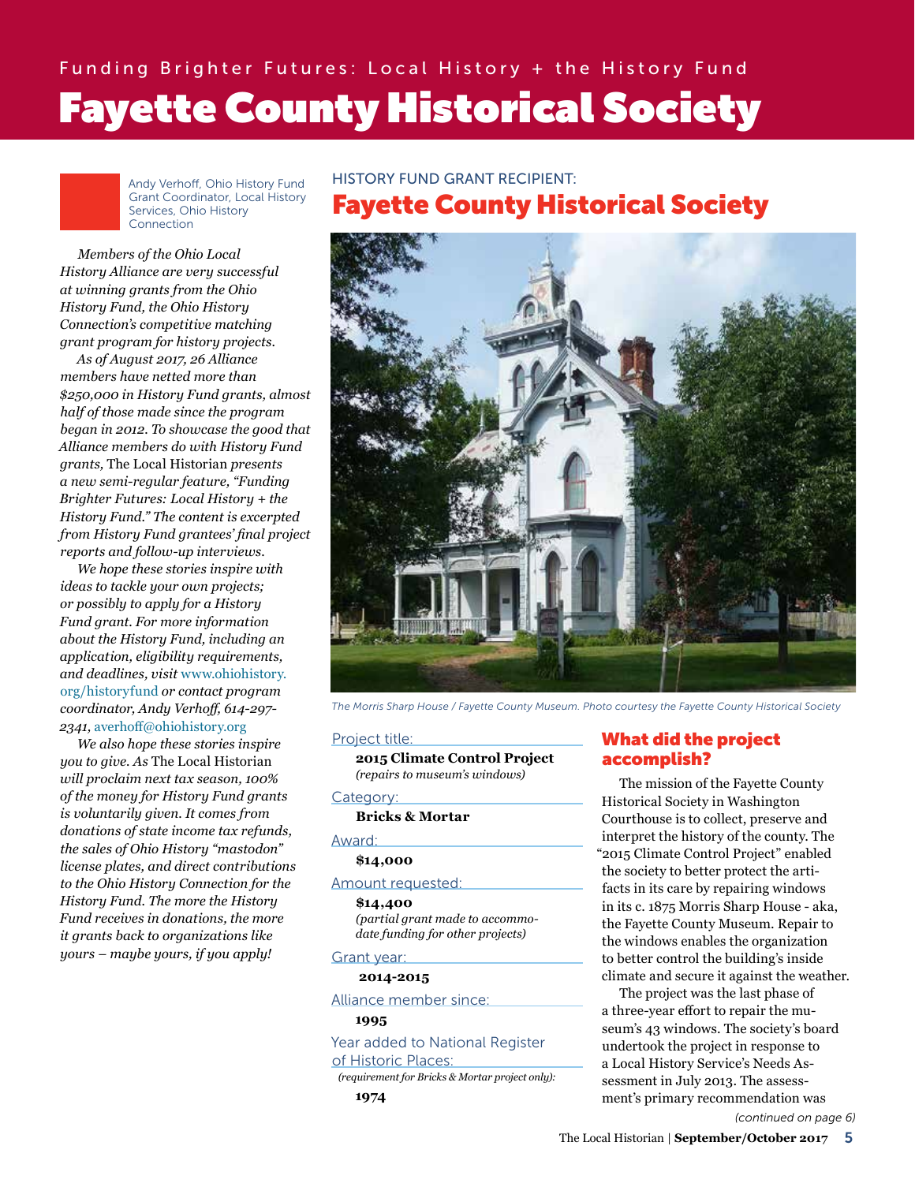Funding Brighter Futures: Local History + the History Fund

# Fayette County Historical Society

Andy Verhoff, Ohio History Fund Grant Coordinator, Local History Services, Ohio History Connection

*Members of the Ohio Local History Alliance are very successful at winning grants from the Ohio History Fund, the Ohio History Connection's competitive matching grant program for history projects.*

*As of August 2017, 26 Alliance members have netted more than $250,000 in History Fund grants, almost half of those made since the program began in 2012. To showcase the good that Alliance members do with History Fund grants,* The Local Historian *presents a new semi-regular feature, "Funding Brighter Futures: Local History + the History Fund." The content is excerpted from History Fund grantees' final project reports and follow-up interviews.*

*We hope these stories inspire with ideas to tackle your own projects; or possibly to apply for a History Fund grant. For more information about the History Fund, including an application, eligibility requirements, and deadlines, visit* www.ohiohistory.org/historyfund *or contact program coordinator, Andy Verhoff, 614-297-2341,* averhoff@ohiohistory.org

*We also hope these stories inspire you to give. As* The Local Historian *will proclaim next tax season, 100% of the money for History Fund grants is voluntarily given. It comes from donations of state income tax refunds, the sales of Ohio History "mastodon" license plates, and direct contributions to the Ohio History Connection for the History Fund. The more the History Fund receives in donations, the more it grants back to organizations like yours – maybe yours, if you apply!*

HISTORY FUND GRANT RECIPIENT:

## Fayette County Historical Society

*The Morris Sharp House / Fayette County Museum. Photo courtesy the Fayette County Historical Society*

Project title:
**2015 Climate Control Project**
*(repairs to museum's windows)*

Category:
**Bricks & Mortar**

Award:
**$14,000**

Amount requested:
**$14,400**
*(partial grant made to accommodate funding for other projects)*

Grant year:
**2014-2015**

Alliance member since:
**1995**

Year added to National Register of Historic Places:
*(requirement for Bricks & Mortar project only):*
**1974**

### What did the project accomplish?

The mission of the Fayette County Historical Society in Washington Courthouse is to collect, preserve and interpret the history of the county. The "2015 Climate Control Project" enabled the society to better protect the artifacts in its care by repairing windows in its c. 1875 Morris Sharp House - aka, the Fayette County Museum. Repair to the windows enables the organization to better control the building's inside climate and secure it against the weather.

The project was the last phase of a three-year effort to repair the museum's 43 windows. The society's board undertook the project in response to a Local History Service's Needs Assessment in July 2013. The assessment's primary recommendation was

*(continued on page 6)*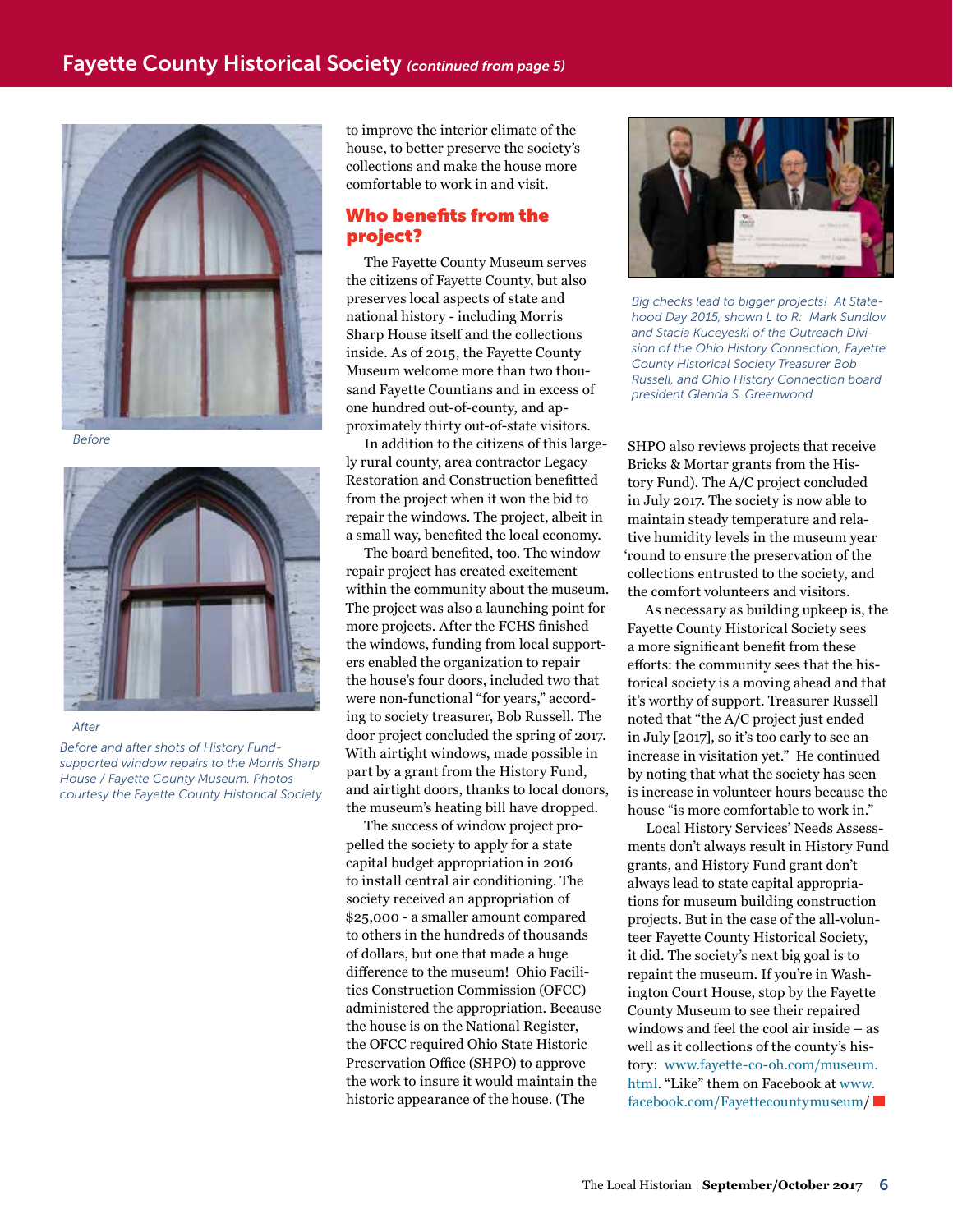## Fayette County Historical Society *(continued from page 5)*

Before

After

*Before and after shots of History Fund-supported window repairs to the Morris Sharp House / Fayette County Museum. Photos courtesy the Fayette County Historical Society*

to improve the interior climate of the house, to better preserve the society's collections and make the house more comfortable to work in and visit.

### Who benefits from the project?

The Fayette County Museum serves the citizens of Fayette County, but also preserves local aspects of state and national history - including Morris Sharp House itself and the collections inside. As of 2015, the Fayette County Museum welcome more than two thousand Fayette Countians and in excess of one hundred out-of-county, and approximately thirty out-of-state visitors.

In addition to the citizens of this largely rural county, area contractor Legacy Restoration and Construction benefitted from the project when it won the bid to repair the windows. The project, albeit in a small way, benefited the local economy.

The board benefited, too. The window repair project has created excitement within the community about the museum. The project was also a launching point for more projects. After the FCHS finished the windows, funding from local supporters enabled the organization to repair the house's four doors, included two that were non-functional "for years," according to society treasurer, Bob Russell. The door project concluded the spring of 2017. With airtight windows, made possible in part by a grant from the History Fund, and airtight doors, thanks to local donors, the museum's heating bill have dropped.

The success of window project propelled the society to apply for a state capital budget appropriation in 2016 to install central air conditioning. The society received an appropriation of $25,000 - a smaller amount compared to others in the hundreds of thousands of dollars, but one that made a huge difference to the museum! Ohio Facilities Construction Commission (OFCC) administered the appropriation. Because the house is on the National Register, the OFCC required Ohio State Historic Preservation Office (SHPO) to approve the work to insure it would maintain the historic appearance of the house. (The SHPO also reviews projects that receive Bricks & Mortar grants from the History Fund). The A/C project concluded in July 2017. The society is now able to maintain steady temperature and relative humidity levels in the museum year 'round to ensure the preservation of the collections entrusted to the society, and the comfort volunteers and visitors.

*Big checks lead to bigger projects! At Statehood Day 2015, shown L to R: Mark Sundlov and Stacia Kuceyeski of the Outreach Division of the Ohio History Connection, Fayette County Historical Society Treasurer Bob Russell, and Ohio History Connection board president Glenda S. Greenwood*

As necessary as building upkeep is, the Fayette County Historical Society sees a more significant benefit from these efforts: the community sees that the historical society is a moving ahead and that it's worthy of support. Treasurer Russell noted that "the A/C project just ended in July [2017], so it's too early to see an increase in visitation yet." He continued by noting that what the society has seen is increase in volunteer hours because the house "is more comfortable to work in."

Local History Services' Needs Assessments don't always result in History Fund grants, and History Fund grant don't always lead to state capital appropriations for museum building construction projects. But in the case of the all-volunteer Fayette County Historical Society, it did. The society's next big goal is to repaint the museum. If you're in Washington Court House, stop by the Fayette County Museum to see their repaired windows and feel the cool air inside – as well as it collections of the county's history: www.fayette-co-oh.com/museum.html. "Like" them on Facebook at www.facebook.com/Fayettecountymuseum/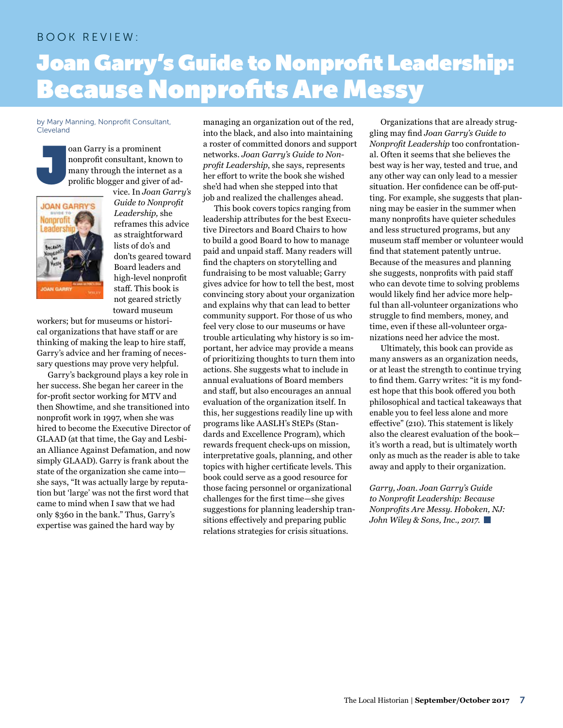BOOK REVIEW:

# Joan Garry's Guide to Nonprofit Leadership: Because Nonprofits Are Messy

by Mary Manning, Nonprofit Consultant, Cleveland

Joan Garry is a prominent nonprofit consultant, known to many through the internet as a prolific blogger and giver of advice. In *Joan Garry's Guide to Nonprofit Leadership,* she reframes this advice as straightforward lists of do's and don'ts geared toward Board leaders and high-level nonprofit staff. This book is not geared strictly toward museum workers; but for museums or historical organizations that have staff or are thinking of making the leap to hire staff, Garry's advice and her framing of necessary questions may prove very helpful.

Garry's background plays a key role in her success. She began her career in the for-profit sector working for MTV and then Showtime, and she transitioned into nonprofit work in 1997, when she was hired to become the Executive Director of GLAAD (at that time, the Gay and Lesbian Alliance Against Defamation, and now simply GLAAD). Garry is frank about the state of the organization she came into—she says, "It was actually large by reputation but 'large' was not the first word that came to mind when I saw that we had only $360 in the bank." Thus, Garry's expertise was gained the hard way by managing an organization out of the red, into the black, and also into maintaining a roster of committed donors and support networks. *Joan Garry's Guide to Nonprofit Leadership*, she says, represents her effort to write the book she wished she'd had when she stepped into that job and realized the challenges ahead.

This book covers topics ranging from leadership attributes for the best Executive Directors and Board Chairs to how to build a good Board to how to manage paid and unpaid staff. Many readers will find the chapters on storytelling and fundraising to be most valuable; Garry gives advice for how to tell the best, most convincing story about your organization and explains why that can lead to better community support. For those of us who feel very close to our museums or have trouble articulating why history is so important, her advice may provide a means of prioritizing thoughts to turn them into actions. She suggests what to include in annual evaluations of Board members and staff, but also encourages an annual evaluation of the organization itself. In this, her suggestions readily line up with programs like AASLH's StEPs (Standards and Excellence Program), which rewards frequent check-ups on mission, interpretative goals, planning, and other topics with higher certificate levels. This book could serve as a good resource for those facing personnel or organizational challenges for the first time—she gives suggestions for planning leadership transitions effectively and preparing public relations strategies for crisis situations.

Organizations that are already struggling may find *Joan Garry's Guide to Nonprofit Leadership* too confrontational. Often it seems that she believes the best way is her way, tested and true, and any other way can only lead to a messier situation. Her confidence can be off-putting. For example, she suggests that planning may be easier in the summer when many nonprofits have quieter schedules and less structured programs, but any museum staff member or volunteer would find that statement patently untrue. Because of the measures and planning she suggests, nonprofits with paid staff who can devote time to solving problems would likely find her advice more helpful than all-volunteer organizations who struggle to find members, money, and time, even if these all-volunteer organizations need her advice the most.

Ultimately, this book can provide as many answers as an organization needs, or at least the strength to continue trying to find them. Garry writes: "it is my fondest hope that this book offered you both philosophical and tactical takeaways that enable you to feel less alone and more effective" (210). This statement is likely also the clearest evaluation of the book—it's worth a read, but is ultimately worth only as much as the reader is able to take away and apply to their organization.

*Garry, Joan. Joan Garry's Guide to Nonprofit Leadership: Because Nonprofits Are Messy. Hoboken, NJ: John Wiley & Sons, Inc., 2017.*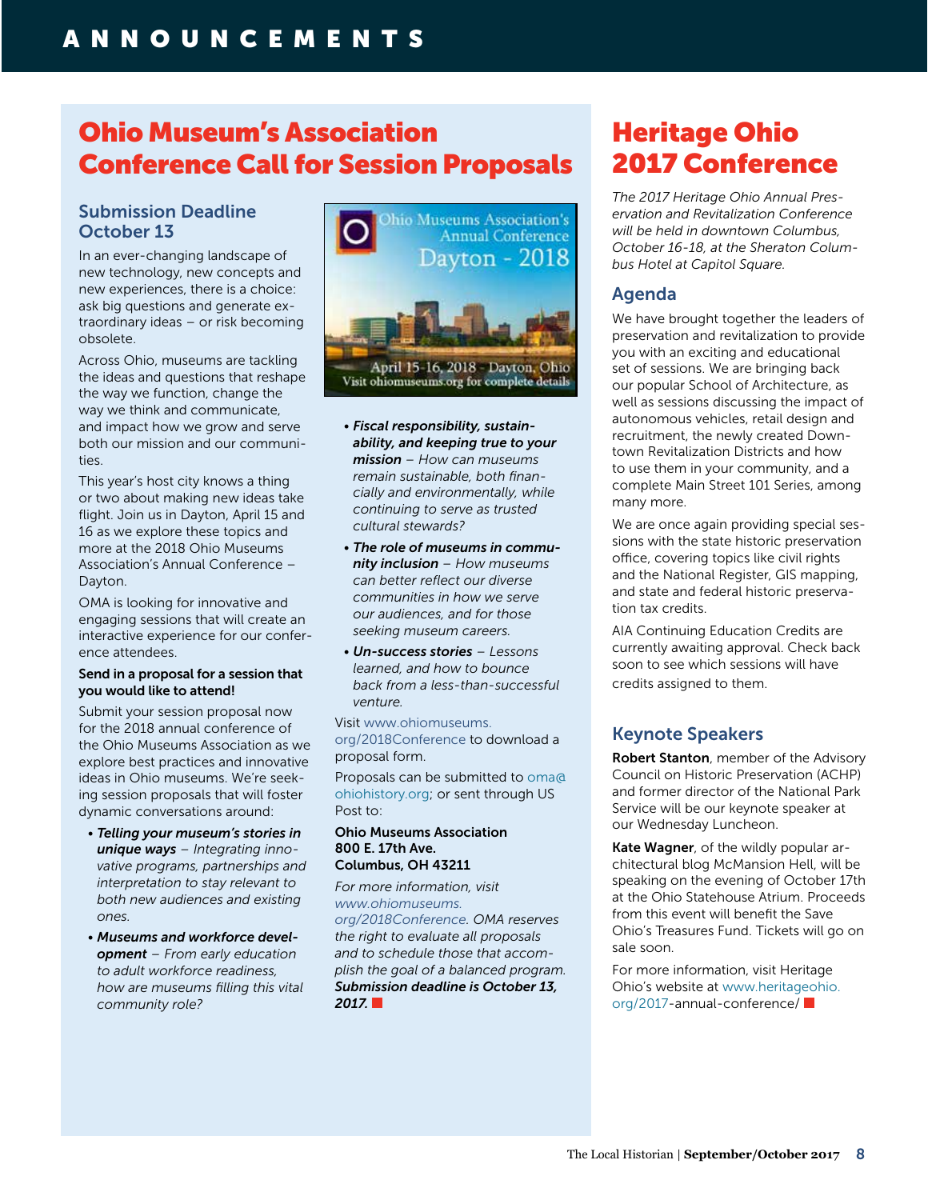# ANNOUNCEMENTS

## Ohio Museum's Association Conference Call for Session Proposals

### Submission Deadline October 13

In an ever-changing landscape of new technology, new concepts and new experiences, there is a choice: ask big questions and generate extraordinary ideas – or risk becoming obsolete.

Across Ohio, museums are tackling the ideas and questions that reshape the way we function, change the way we think and communicate, and impact how we grow and serve both our mission and our communities.

This year's host city knows a thing or two about making new ideas take flight. Join us in Dayton, April 15 and 16 as we explore these topics and more at the 2018 Ohio Museums Association's Annual Conference – Dayton.

OMA is looking for innovative and engaging sessions that will create an interactive experience for our conference attendees.

**Send in a proposal for a session that you would like to attend!**

Submit your session proposal now for the 2018 annual conference of the Ohio Museums Association as we explore best practices and innovative ideas in Ohio museums. We're seeking session proposals that will foster dynamic conversations around:

- ***Telling your museum's stories in unique ways*** – *Integrating innovative programs, partnerships and interpretation to stay relevant to both new audiences and existing ones.*
- ***Museums and workforce development*** – *From early education to adult workforce readiness, how are museums filling this vital community role?*
- ***Fiscal responsibility, sustainability, and keeping true to your mission*** – *How can museums remain sustainable, both financially and environmentally, while continuing to serve as trusted cultural stewards?*
- ***The role of museums in community inclusion*** – *How museums can better reflect our diverse communities in how we serve our audiences, and for those seeking museum careers.*
- ***Un-success stories*** – *Lessons learned, and how to bounce back from a less-than-successful venture.*

Ohio Museums Association's Annual Conference
Dayton - 2018
April 15-16, 2018 - Dayton, Ohio
Visit ohiomuseums.org for complete details

Visit www.ohiomuseums.org/2018Conference to download a proposal form.

Proposals can be submitted to oma@ohiohistory.org; or sent through US Post to:

**Ohio Museums Association**
**800 E. 17th Ave.**
**Columbus, OH 43211**

*For more information, visit www.ohiomuseums.org/2018Conference. OMA reserves the right to evaluate all proposals and to schedule those that accomplish the goal of a balanced program.* ***Submission deadline is October 13, 2017.***

## Heritage Ohio 2017 Conference

*The 2017 Heritage Ohio Annual Preservation and Revitalization Conference will be held in downtown Columbus, October 16-18, at the Sheraton Columbus Hotel at Capitol Square.*

### Agenda

We have brought together the leaders of preservation and revitalization to provide you with an exciting and educational set of sessions. We are bringing back our popular School of Architecture, as well as sessions discussing the impact of autonomous vehicles, retail design and recruitment, the newly created Downtown Revitalization Districts and how to use them in your community, and a complete Main Street 101 Series, among many more.

We are once again providing special sessions with the state historic preservation office, covering topics like civil rights and the National Register, GIS mapping, and state and federal historic preservation tax credits.

AIA Continuing Education Credits are currently awaiting approval. Check back soon to see which sessions will have credits assigned to them.

### Keynote Speakers

**Robert Stanton**, member of the Advisory Council on Historic Preservation (ACHP) and former director of the National Park Service will be our keynote speaker at our Wednesday Luncheon.

**Kate Wagner**, of the wildly popular architectural blog McMansion Hell, will be speaking on the evening of October 17th at the Ohio Statehouse Atrium. Proceeds from this event will benefit the Save Ohio's Treasures Fund. Tickets will go on sale soon.

For more information, visit Heritage Ohio's website at www.heritageohio.org/2017-annual-conference/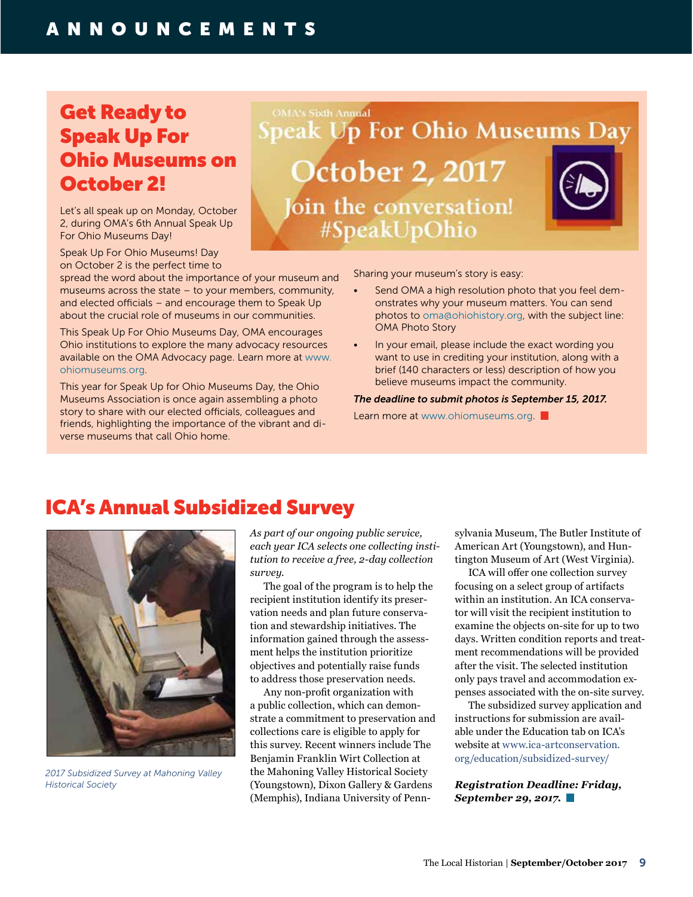# ANNOUNCEMENTS

## Get Ready to Speak Up For Ohio Museums on October 2!

OMA's Sixth Annual
Speak Up For Ohio Museums Day
October 2, 2017
Join the conversation!
#SpeakUpOhio

Let's all speak up on Monday, October 2, during OMA's 6th Annual Speak Up For Ohio Museums Day!

Speak Up For Ohio Museums! Day on October 2 is the perfect time to spread the word about the importance of your museum and museums across the state – to your members, community, and elected officials – and encourage them to Speak Up about the crucial role of museums in our communities.

This Speak Up For Ohio Museums Day, OMA encourages Ohio institutions to explore the many advocacy resources available on the OMA Advocacy page. Learn more at www.ohiomuseums.org.

This year for Speak Up for Ohio Museums Day, the Ohio Museums Association is once again assembling a photo story to share with our elected officials, colleagues and friends, highlighting the importance of the vibrant and diverse museums that call Ohio home.

Sharing your museum's story is easy:

- Send OMA a high resolution photo that you feel demonstrates why your museum matters. You can send photos to oma@ohiohistory.org, with the subject line: OMA Photo Story
- In your email, please include the exact wording you want to use in crediting your institution, along with a brief (140 characters or less) description of how you believe museums impact the community.

***The deadline to submit photos is September 15, 2017.***

Learn more at www.ohiomuseums.org.

## ICA's Annual Subsidized Survey

*2017 Subsidized Survey at Mahoning Valley Historical Society*

*As part of our ongoing public service, each year ICA selects one collecting institution to receive a free, 2-day collection survey.*

The goal of the program is to help the recipient institution identify its preservation needs and plan future conservation and stewardship initiatives. The information gained through the assessment helps the institution prioritize objectives and potentially raise funds to address those preservation needs.

Any non-profit organization with a public collection, which can demonstrate a commitment to preservation and collections care is eligible to apply for this survey. Recent winners include The Benjamin Franklin Wirt Collection at the Mahoning Valley Historical Society (Youngstown), Dixon Gallery & Gardens (Memphis), Indiana University of Pennsylvania Museum, The Butler Institute of American Art (Youngstown), and Huntington Museum of Art (West Virginia).

ICA will offer one collection survey focusing on a select group of artifacts within an institution. An ICA conservator will visit the recipient institution to examine the objects on-site for up to two days. Written condition reports and treatment recommendations will be provided after the visit. The selected institution only pays travel and accommodation expenses associated with the on-site survey.

The subsidized survey application and instructions for submission are available under the Education tab on ICA's website at www.ica-artconservation.org/education/subsidized-survey/

***Registration Deadline: Friday, September 29, 2017.***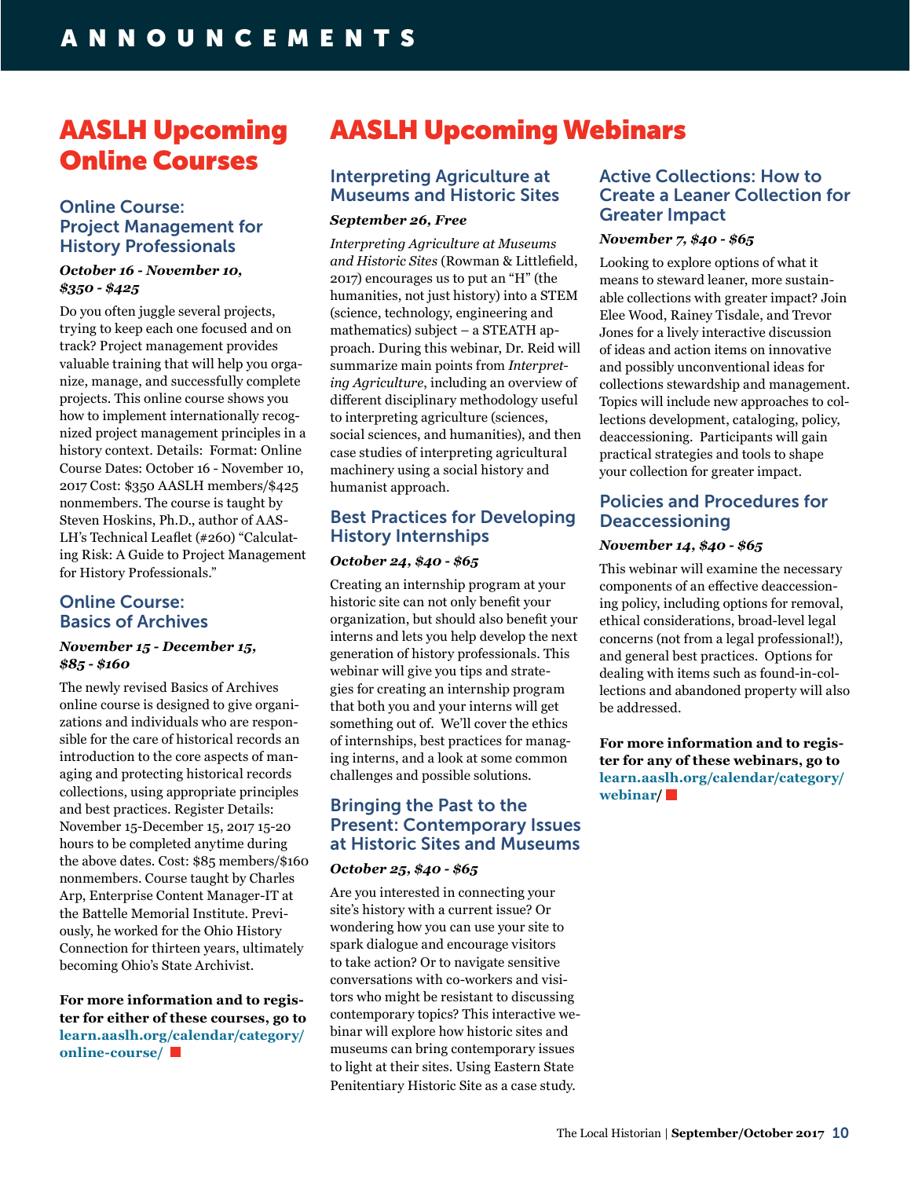# ANNOUNCEMENTS

## AASLH Upcoming Online Courses

### Online Course: Project Management for History Professionals

***October 16 - November 10, $350 - $425***

Do you often juggle several projects, trying to keep each one focused and on track? Project management provides valuable training that will help you organize, manage, and successfully complete projects. This online course shows you how to implement internationally recognized project management principles in a history context. Details: Format: Online Course Dates: October 16 - November 10, 2017 Cost: $350 AASLH members/$425 nonmembers. The course is taught by Steven Hoskins, Ph.D., author of AASLH's Technical Leaflet (#260) "Calculating Risk: A Guide to Project Management for History Professionals."

### Online Course: Basics of Archives

***November 15 - December 15, $85 - $160***

The newly revised Basics of Archives online course is designed to give organizations and individuals who are responsible for the care of historical records an introduction to the core aspects of managing and protecting historical records collections, using appropriate principles and best practices. Register Details: November 15-December 15, 2017 15-20 hours to be completed anytime during the above dates. Cost: $85 members/$160 nonmembers. Course taught by Charles Arp, Enterprise Content Manager-IT at the Battelle Memorial Institute. Previously, he worked for the Ohio History Connection for thirteen years, ultimately becoming Ohio's State Archivist.

**For more information and to register for either of these courses, go to learn.aaslh.org/calendar/category/online-course/**

## AASLH Upcoming Webinars

### Interpreting Agriculture at Museums and Historic Sites

***September 26, Free***

*Interpreting Agriculture at Museums and Historic Sites* (Rowman & Littlefield, 2017) encourages us to put an "H" (the humanities, not just history) into a STEM (science, technology, engineering and mathematics) subject – a STEATH approach. During this webinar, Dr. Reid will summarize main points from *Interpreting Agriculture*, including an overview of different disciplinary methodology useful to interpreting agriculture (sciences, social sciences, and humanities), and then case studies of interpreting agricultural machinery using a social history and humanist approach.

### Best Practices for Developing History Internships

***October 24, $40 - $65***

Creating an internship program at your historic site can not only benefit your organization, but should also benefit your interns and lets you help develop the next generation of history professionals. This webinar will give you tips and strategies for creating an internship program that both you and your interns will get something out of. We'll cover the ethics of internships, best practices for managing interns, and a look at some common challenges and possible solutions.

### Bringing the Past to the Present: Contemporary Issues at Historic Sites and Museums

***October 25, $40 - $65***

Are you interested in connecting your site's history with a current issue? Or wondering how you can use your site to spark dialogue and encourage visitors to take action? Or to navigate sensitive conversations with co-workers and visitors who might be resistant to discussing contemporary topics? This interactive webinar will explore how historic sites and museums can bring contemporary issues to light at their sites. Using Eastern State Penitentiary Historic Site as a case study.

### Active Collections: How to Create a Leaner Collection for Greater Impact

***November 7, $40 - $65***

Looking to explore options of what it means to steward leaner, more sustainable collections with greater impact? Join Elee Wood, Rainey Tisdale, and Trevor Jones for a lively interactive discussion of ideas and action items on innovative and possibly unconventional ideas for collections stewardship and management. Topics will include new approaches to collections development, cataloging, policy, deaccessioning. Participants will gain practical strategies and tools to shape your collection for greater impact.

### Policies and Procedures for Deaccessioning

***November 14, $40 - $65***

This webinar will examine the necessary components of an effective deaccessioning policy, including options for removal, ethical considerations, broad-level legal concerns (not from a legal professional!), and general best practices. Options for dealing with items such as found-in-collections and abandoned property will also be addressed.

**For more information and to register for any of these webinars, go to learn.aaslh.org/calendar/category/webinar/**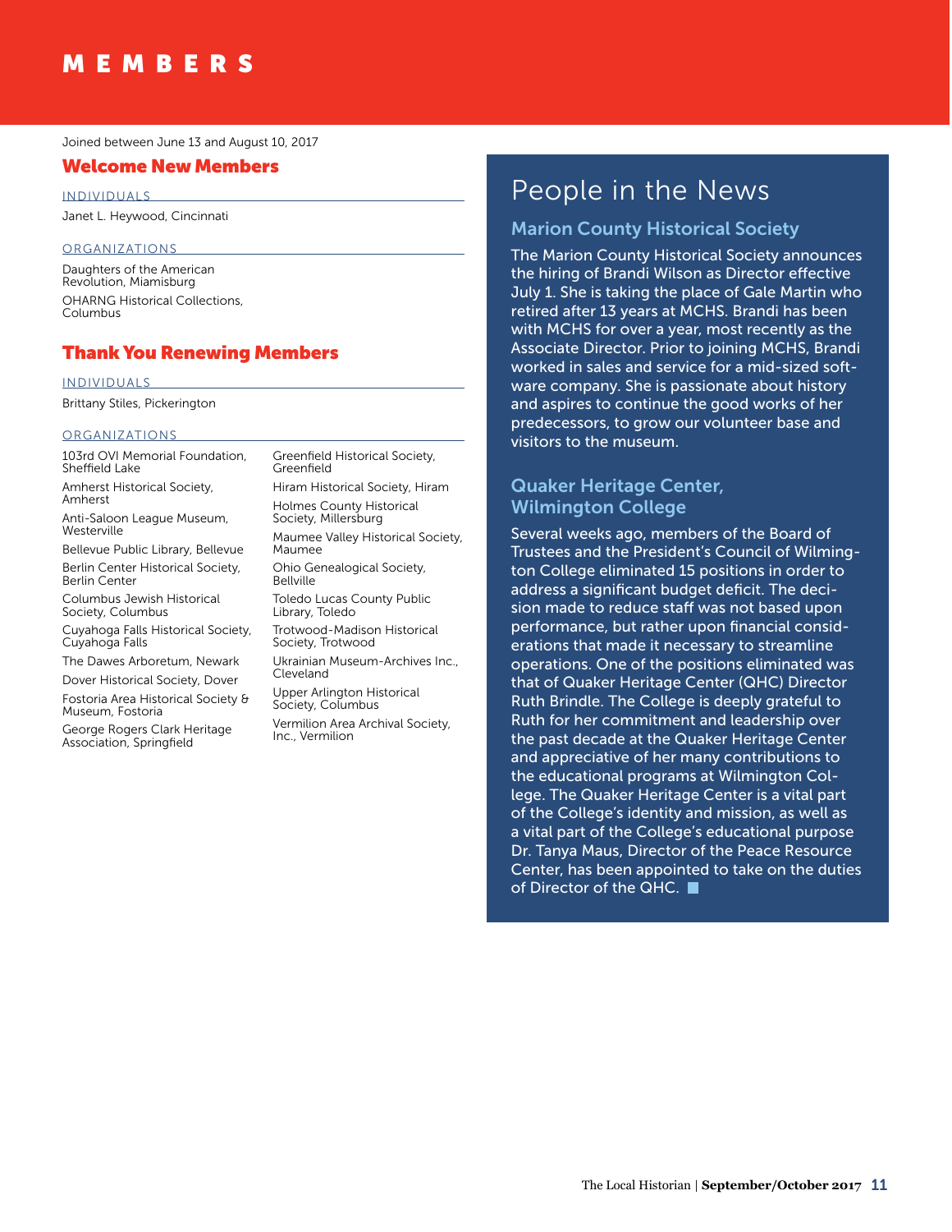# MEMBERS

Joined between June 13 and August 10, 2017

## Welcome New Members

### INDIVIDUALS

Janet L. Heywood, Cincinnati

### ORGANIZATIONS

Daughters of the American Revolution, Miamisburg

OHARNG Historical Collections, Columbus

## Thank You Renewing Members

### INDIVIDUALS

Brittany Stiles, Pickerington

### ORGANIZATIONS

103rd OVI Memorial Foundation, Sheffield Lake

Amherst Historical Society, Amherst

Anti-Saloon League Museum, Westerville

Bellevue Public Library, Bellevue

Berlin Center Historical Society, Berlin Center

Columbus Jewish Historical Society, Columbus

Cuyahoga Falls Historical Society, Cuyahoga Falls

The Dawes Arboretum, Newark

Dover Historical Society, Dover

Fostoria Area Historical Society & Museum, Fostoria

George Rogers Clark Heritage Association, Springfield

Greenfield Historical Society, Greenfield

Hiram Historical Society, Hiram

Holmes County Historical Society, Millersburg

Maumee Valley Historical Society, Maumee

Ohio Genealogical Society, Bellville

Toledo Lucas County Public Library, Toledo

Trotwood-Madison Historical Society, Trotwood

Ukrainian Museum-Archives Inc., Cleveland

Upper Arlington Historical Society, Columbus

Vermilion Area Archival Society, Inc., Vermilion

## People in the News

### Marion County Historical Society

The Marion County Historical Society announces the hiring of Brandi Wilson as Director effective July 1. She is taking the place of Gale Martin who retired after 13 years at MCHS. Brandi has been with MCHS for over a year, most recently as the Associate Director. Prior to joining MCHS, Brandi worked in sales and service for a mid-sized software company. She is passionate about history and aspires to continue the good works of her predecessors, to grow our volunteer base and visitors to the museum.

### Quaker Heritage Center, Wilmington College

Several weeks ago, members of the Board of Trustees and the President's Council of Wilmington College eliminated 15 positions in order to address a significant budget deficit. The decision made to reduce staff was not based upon performance, but rather upon financial considerations that made it necessary to streamline operations. One of the positions eliminated was that of Quaker Heritage Center (QHC) Director Ruth Brindle. The College is deeply grateful to Ruth for her commitment and leadership over the past decade at the Quaker Heritage Center and appreciative of her many contributions to the educational programs at Wilmington College. The Quaker Heritage Center is a vital part of the College's identity and mission, as well as a vital part of the College's educational purpose Dr. Tanya Maus, Director of the Peace Resource Center, has been appointed to take on the duties of Director of the QHC. ■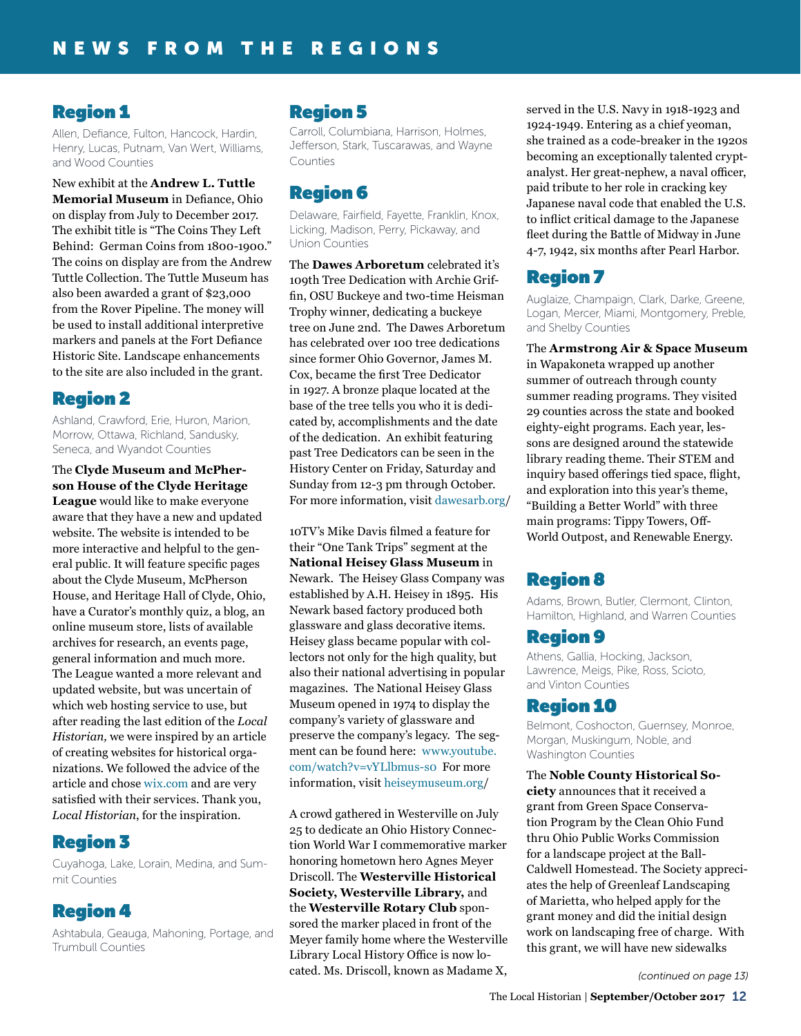# NEWS FROM THE REGIONS

## Region 1

Allen, Defiance, Fulton, Hancock, Hardin, Henry, Lucas, Putnam, Van Wert, Williams, and Wood Counties

New exhibit at the **Andrew L. Tuttle Memorial Museum** in Defiance, Ohio on display from July to December 2017. The exhibit title is "The Coins They Left Behind: German Coins from 1800-1900." The coins on display are from the Andrew Tuttle Collection. The Tuttle Museum has also been awarded a grant of $23,000 from the Rover Pipeline. The money will be used to install additional interpretive markers and panels at the Fort Defiance Historic Site. Landscape enhancements to the site are also included in the grant.

## Region 2

Ashland, Crawford, Erie, Huron, Marion, Morrow, Ottawa, Richland, Sandusky, Seneca, and Wyandot Counties

The **Clyde Museum and McPherson House of the Clyde Heritage League** would like to make everyone aware that they have a new and updated website. The website is intended to be more interactive and helpful to the general public. It will feature specific pages about the Clyde Museum, McPherson House, and Heritage Hall of Clyde, Ohio, have a Curator's monthly quiz, a blog, an online museum store, lists of available archives for research, an events page, general information and much more. The League wanted a more relevant and updated website, but was uncertain of which web hosting service to use, but after reading the last edition of the *Local Historian,* we were inspired by an article of creating websites for historical organizations. We followed the advice of the article and chose wix.com and are very satisfied with their services. Thank you, *Local Historian*, for the inspiration.

## Region 3

Cuyahoga, Lake, Lorain, Medina, and Summit Counties

## Region 4

Ashtabula, Geauga, Mahoning, Portage, and Trumbull Counties

## Region 5

Carroll, Columbiana, Harrison, Holmes, Jefferson, Stark, Tuscarawas, and Wayne Counties

## Region 6

Delaware, Fairfield, Fayette, Franklin, Knox, Licking, Madison, Perry, Pickaway, and Union Counties

The **Dawes Arboretum** celebrated it's 109th Tree Dedication with Archie Griffin, OSU Buckeye and two-time Heisman Trophy winner, dedicating a buckeye tree on June 2nd. The Dawes Arboretum has celebrated over 100 tree dedications since former Ohio Governor, James M. Cox, became the first Tree Dedicator in 1927. A bronze plaque located at the base of the tree tells you who it is dedicated by, accomplishments and the date of the dedication. An exhibit featuring past Tree Dedicators can be seen in the History Center on Friday, Saturday and Sunday from 12-3 pm through October. For more information, visit dawesarb.org/

10TV's Mike Davis filmed a feature for their "One Tank Trips" segment at the **National Heisey Glass Museum** in Newark. The Heisey Glass Company was established by A.H. Heisey in 1895. His Newark based factory produced both glassware and glass decorative items. Heisey glass became popular with collectors not only for the high quality, but also their national advertising in popular magazines. The National Heisey Glass Museum opened in 1974 to display the company's variety of glassware and preserve the company's legacy. The segment can be found here: www.youtube.com/watch?v=vYLlbmus-s0 For more information, visit heiseymuseum.org/

A crowd gathered in Westerville on July 25 to dedicate an Ohio History Connection World War I commemorative marker honoring hometown hero Agnes Meyer Driscoll. The **Westerville Historical Society, Westerville Library,** and the **Westerville Rotary Club** sponsored the marker placed in front of the Meyer family home where the Westerville Library Local History Office is now located. Ms. Driscoll, known as Madame X, served in the U.S. Navy in 1918-1923 and 1924-1949. Entering as a chief yeoman, she trained as a code-breaker in the 1920s becoming an exceptionally talented cryptanalyst. Her great-nephew, a naval officer, paid tribute to her role in cracking key Japanese naval code that enabled the U.S. to inflict critical damage to the Japanese fleet during the Battle of Midway in June 4-7, 1942, six months after Pearl Harbor.

## Region 7

Auglaize, Champaign, Clark, Darke, Greene, Logan, Mercer, Miami, Montgomery, Preble, and Shelby Counties

The **Armstrong Air & Space Museum** in Wapakoneta wrapped up another summer of outreach through county summer reading programs. They visited 29 counties across the state and booked eighty-eight programs. Each year, lessons are designed around the statewide library reading theme. Their STEM and inquiry based offerings tied space, flight, and exploration into this year's theme, "Building a Better World" with three main programs: Tippy Towers, Off-World Outpost, and Renewable Energy.

## Region 8

Adams, Brown, Butler, Clermont, Clinton, Hamilton, Highland, and Warren Counties

## Region 9

Athens, Gallia, Hocking, Jackson, Lawrence, Meigs, Pike, Ross, Scioto, and Vinton Counties

## Region 10

Belmont, Coshocton, Guernsey, Monroe, Morgan, Muskingum, Noble, and Washington Counties

The **Noble County Historical Society** announces that it received a grant from Green Space Conservation Program by the Clean Ohio Fund thru Ohio Public Works Commission for a landscape project at the Ball-Caldwell Homestead. The Society appreciates the help of Greenleaf Landscaping of Marietta, who helped apply for the grant money and did the initial design work on landscaping free of charge. With this grant, we will have new sidewalks

*(continued on page 13)*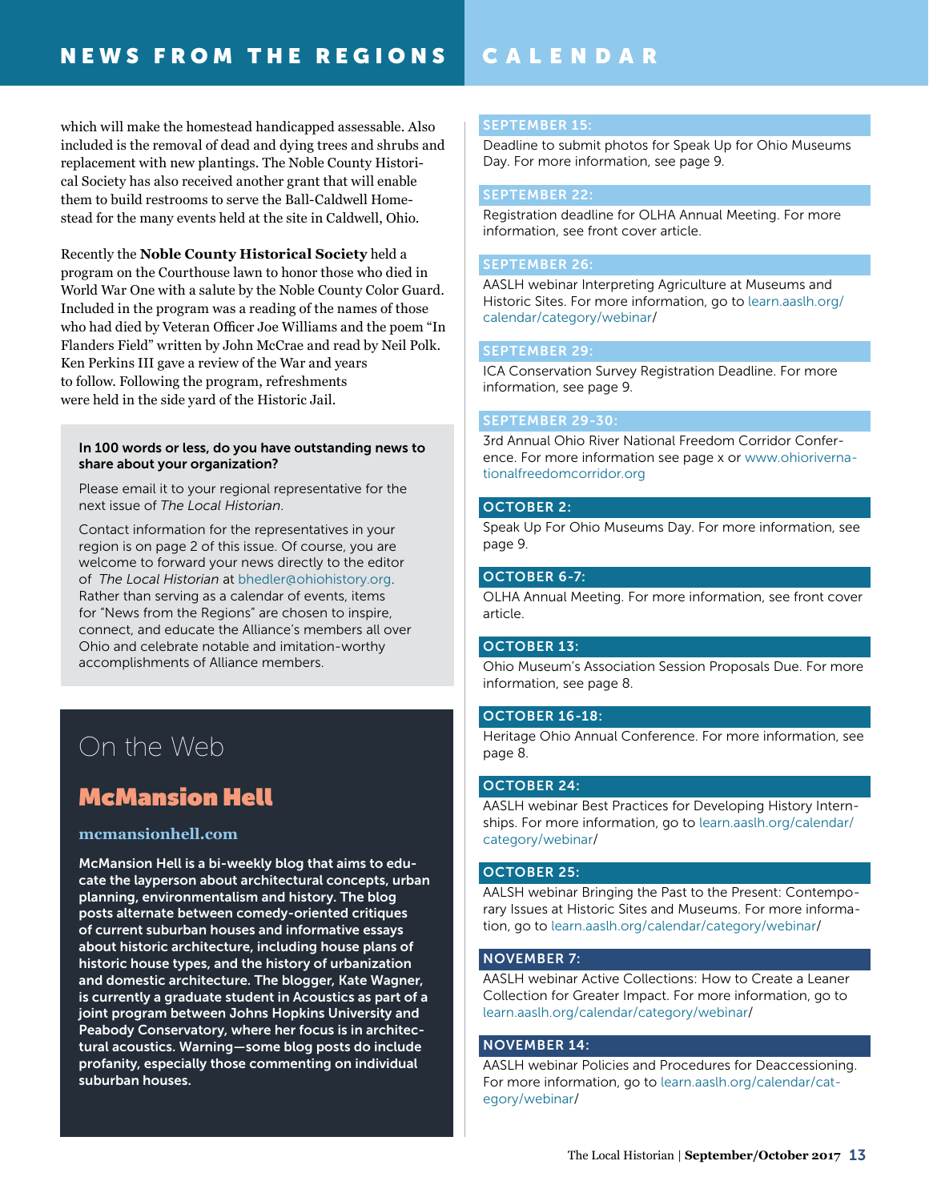# NEWS FROM THE REGIONS

which will make the homestead handicapped assessable. Also included is the removal of dead and dying trees and shrubs and replacement with new plantings. The Noble County Historical Society has also received another grant that will enable them to build restrooms to serve the Ball-Caldwell Homestead for the many events held at the site in Caldwell, Ohio.

Recently the **Noble County Historical Society** held a program on the Courthouse lawn to honor those who died in World War One with a salute by the Noble County Color Guard. Included in the program was a reading of the names of those who had died by Veteran Officer Joe Williams and the poem "In Flanders Field" written by John McCrae and read by Neil Polk. Ken Perkins III gave a review of the War and years to follow. Following the program, refreshments were held in the side yard of the Historic Jail.

**In 100 words or less, do you have outstanding news to share about your organization?**

Please email it to your regional representative for the next issue of *The Local Historian*.

Contact information for the representatives in your region is on page 2 of this issue. Of course, you are welcome to forward your news directly to the editor of *The Local Historian* at bhedler@ohiohistory.org. Rather than serving as a calendar of events, items for "News from the Regions" are chosen to inspire, connect, and educate the Alliance's members all over Ohio and celebrate notable and imitation-worthy accomplishments of Alliance members.

## On the Web

### McMansion Hell

**mcmansionhell.com**

**McMansion Hell is a bi-weekly blog that aims to educate the layperson about architectural concepts, urban planning, environmentalism and history. The blog posts alternate between comedy-oriented critiques of current suburban houses and informative essays about historic architecture, including house plans of historic house types, and the history of urbanization and domestic architecture. The blogger, Kate Wagner, is currently a graduate student in Acoustics as part of a joint program between Johns Hopkins University and Peabody Conservatory, where her focus is in architectural acoustics. Warning—some blog posts do include profanity, especially those commenting on individual suburban houses.**

# CALENDAR

**SEPTEMBER 15:**
Deadline to submit photos for Speak Up for Ohio Museums Day. For more information, see page 9.

**SEPTEMBER 22:**
Registration deadline for OLHA Annual Meeting. For more information, see front cover article.

**SEPTEMBER 26:**
AASLH webinar Interpreting Agriculture at Museums and Historic Sites. For more information, go to learn.aaslh.org/calendar/category/webinar/

**SEPTEMBER 29:**
ICA Conservation Survey Registration Deadline. For more information, see page 9.

**SEPTEMBER 29-30:**
3rd Annual Ohio River National Freedom Corridor Conference. For more information see page x or www.ohiorivernationalfreedomcorridor.org

**OCTOBER 2:**
Speak Up For Ohio Museums Day. For more information, see page 9.

**OCTOBER 6-7:**
OLHA Annual Meeting. For more information, see front cover article.

**OCTOBER 13:**
Ohio Museum's Association Session Proposals Due. For more information, see page 8.

**OCTOBER 16-18:**
Heritage Ohio Annual Conference. For more information, see page 8.

**OCTOBER 24:**
AASLH webinar Best Practices for Developing History Internships. For more information, go to learn.aaslh.org/calendar/category/webinar/

**OCTOBER 25:**
AALSH webinar Bringing the Past to the Present: Contemporary Issues at Historic Sites and Museums. For more information, go to learn.aaslh.org/calendar/category/webinar/

**NOVEMBER 7:**
AASLH webinar Active Collections: How to Create a Leaner Collection for Greater Impact. For more information, go to learn.aaslh.org/calendar/category/webinar/

**NOVEMBER 14:**
AASLH webinar Policies and Procedures for Deaccessioning. For more information, go to learn.aaslh.org/calendar/category/webinar/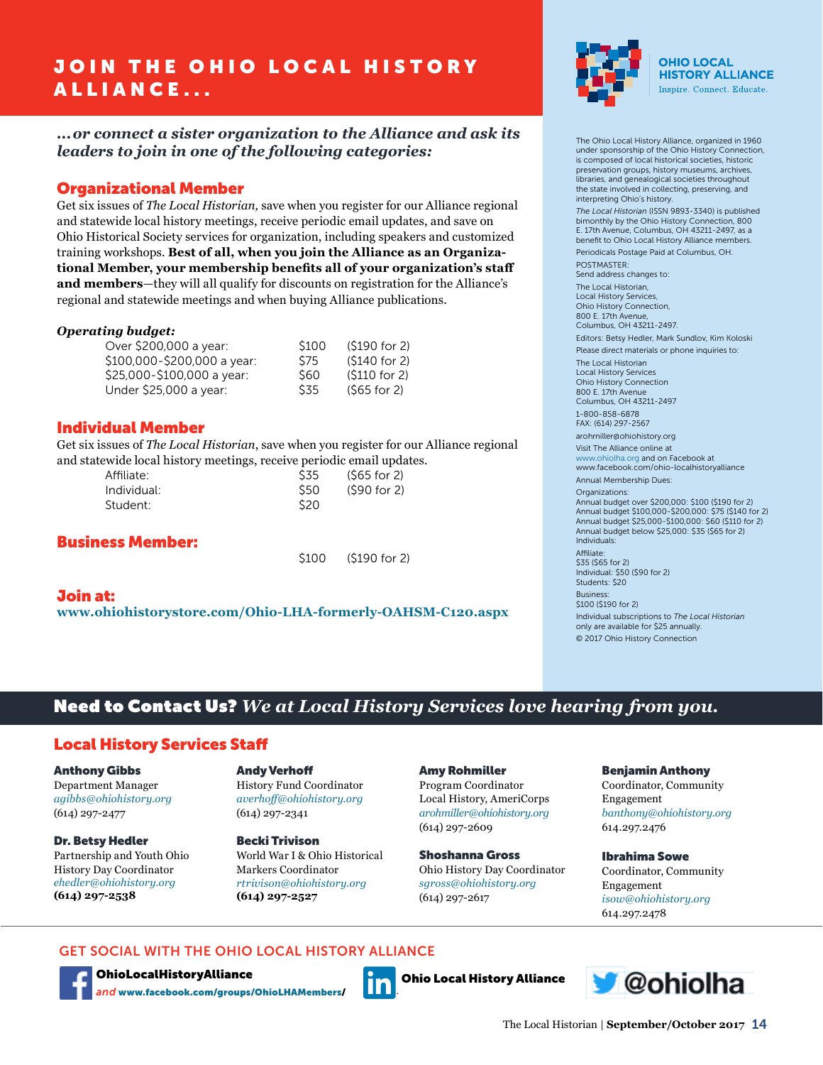# JOIN THE OHIO LOCAL HISTORY ALLIANCE...

***...or connect a sister organization to the Alliance and ask its leaders to join in one of the following categories:***

## Organizational Member

Get six issues of *The Local Historian,* save when you register for our Alliance regional and statewide local history meetings, receive periodic email updates, and save on Ohio Historical Society services for organization, including speakers and customized training workshops. **Best of all, when you join the Alliance as an Organizational Member, your membership benefits all of your organization's staff and members**—they will all qualify for discounts on registration for the Alliance's regional and statewide meetings and when buying Alliance publications.

***Operating budget:***

| | | |
|---|---|---|
| Over $200,000 a year: | $100 | ($190 for 2) |
| $100,000-$200,000 a year: | $75 | ($140 for 2) |
| $25,000-$100,000 a year: | $60 | ($110 for 2) |
| Under $25,000 a year: | $35 | ($65 for 2) |

## Individual Member

Get six issues of *The Local Historian*, save when you register for our Alliance regional and statewide local history meetings, receive periodic email updates.

| | | |
|---|---|---|
| Affiliate: | $35 | ($65 for 2) |
| Individual: | $50 | ($90 for 2) |
| Student: | $20 | |

## Business Member:

$100 ($190 for 2)

## Join at:

**www.ohiohistorystore.com/Ohio-LHA-formerly-OAHSM-C120.aspx**

---

OHIO LOCAL HISTORY ALLIANCE
Inspire. Connect. Educate.

The Ohio Local History Alliance, organized in 1960 under sponsorship of the Ohio History Connection, is composed of local historical societies, historic preservation groups, history museums, archives, libraries, and genealogical societies throughout the state involved in collecting, preserving, and interpreting Ohio's history.

*The Local Historian* (ISSN 9893-3340) is published bimonthly by the Ohio History Connection, 800 E. 17th Avenue, Columbus, OH 43211-2497, as a benefit to Ohio Local History Alliance members.

Periodicals Postage Paid at Columbus, OH.

POSTMASTER:
Send address changes to:

The Local Historian,
Local History Services,
Ohio History Connection,
800 E. 17th Avenue,
Columbus, OH 43211-2497.

Editors: Betsy Hedler, Mark Sundlov, Kim Koloski

Please direct materials or phone inquiries to:

The Local Historian
Local History Services
Ohio History Connection
800 E. 17th Avenue
Columbus, OH 43211-2497

1-800-858-6878
FAX: (614) 297-2567

arohmiller@ohiohistory.org

Visit The Alliance online at
www.ohiolha.org and on Facebook at
www.facebook.com/ohio-localhistoryalliance

Annual Membership Dues:

Organizations:
Annual budget over $200,000: $100 ($190 for 2)
Annual budget $100,000-$200,000: $75 ($140 for 2)
Annual budget $25,000-$100,000: $60 ($110 for 2)
Annual budget below $25,000: $35 ($65 for 2)
Individuals:

Affiliate:
$35 ($65 for 2)
Individual: $50 ($90 for 2)
Students: $20

Business:
$100 ($190 for 2)

Individual subscriptions to *The Local Historian* only are available for $25 annually.

© 2017 Ohio History Connection

---

# Need to Contact Us? *We at Local History Services love hearing from you.*

## Local History Services Staff

**Anthony Gibbs**
Department Manager
*agibbs@ohiohistory.org*
(614) 297-2477

**Dr. Betsy Hedler**
Partnership and Youth Ohio History Day Coordinator
*ehedler@ohiohistory.org*
**(614) 297-2538**

**Andy Verhoff**
History Fund Coordinator
*averhoff@ohiohistory.org*
(614) 297-2341

**Becki Trivison**
World War I & Ohio Historical Markers Coordinator
*rtrivison@ohiohistory.org*
**(614) 297-2527**

**Amy Rohmiller**
Program Coordinator
Local History, AmeriCorps
*arohmiller@ohiohistory.org*
(614) 297-2609

**Shoshanna Gross**
Ohio History Day Coordinator
*sgross@ohiohistory.org*
(614) 297-2617

**Benjamin Anthony**
Coordinator, Community Engagement
*banthony@ohiohistory.org*
614.297.2476

**Ibrahima Sowe**
Coordinator, Community Engagement
*isow@ohiohistory.org*
614.297.2478

## GET SOCIAL WITH THE OHIO LOCAL HISTORY ALLIANCE

**OhioLocalHistoryAlliance**
*and* **www.facebook.com/groups/OhioLHAMembers/**

**Ohio Local History Alliance**

**@ohiolha**